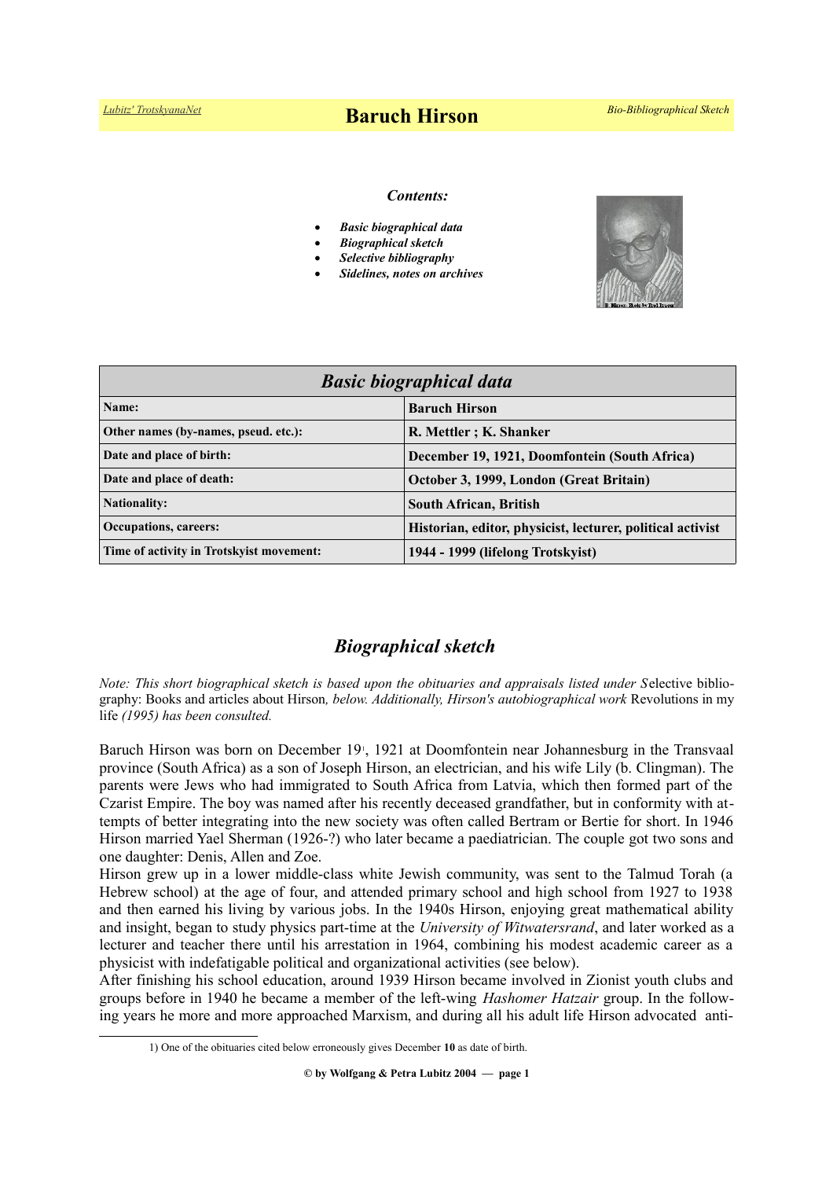# Baruch Hirson

*Contents:*

- ***Basic biographical data***
- ***Biographical sketch***
- ***Selective bibliography***
- ***Sidelines, notes on archives***

| *Basic biographical data* | |
|---|---|
| **Name:** | **Baruch Hirson** |
| **Other names (by-names, pseud. etc.):** | **R. Mettler ; K. Shanker** |
| **Date and place of birth:** | **December 19, 1921, Doomfontein (South Africa)** |
| **Date and place of death:** | **October 3, 1999, London (Great Britain)** |
| **Nationality:** | **South African, British** |
| **Occupations, careers:** | **Historian, editor, physicist, lecturer, political activist** |
| **Time of activity in Trotskyist movement:** | **1944 - 1999 (lifelong Trotskyist)** |

## *Biographical sketch*

*Note: This short biographical sketch is based upon the obituaries and appraisals listed under S*elective bibliography: Books and articles about Hirson*, below. Additionally, Hirson's autobiographical work* Revolutions in my life *(1995) has been consulted.*

Baruch Hirson was born on December 19[1], 1921 at Doomfontein near Johannesburg in the Transvaal province (South Africa) as a son of Joseph Hirson, an electrician, and his wife Lily (b. Clingman). The parents were Jews who had immigrated to South Africa from Latvia, which then formed part of the Czarist Empire. The boy was named after his recently deceased grandfather, but in conformity with attempts of better integrating into the new society was often called Bertram or Bertie for short. In 1946 Hirson married Yael Sherman (1926-?) who later became a paediatrician. The couple got two sons and one daughter: Denis, Allen and Zoe.

Hirson grew up in a lower middle-class white Jewish community, was sent to the Talmud Torah (a Hebrew school) at the age of four, and attended primary school and high school from 1927 to 1938 and then earned his living by various jobs. In the 1940s Hirson, enjoying great mathematical ability and insight, began to study physics part-time at the *University of Witwatersrand*, and later worked as a lecturer and teacher there until his arrestation in 1964, combining his modest academic career as a physicist with indefatigable political and organizational activities (see below).

After finishing his school education, around 1939 Hirson became involved in Zionist youth clubs and groups before in 1940 he became a member of the left-wing *Hashomer Hatzair* group. In the following years he more and more approached Marxism, and during all his adult life Hirson advocated anti-

1) One of the obituaries cited below erroneously gives December **10** as date of birth.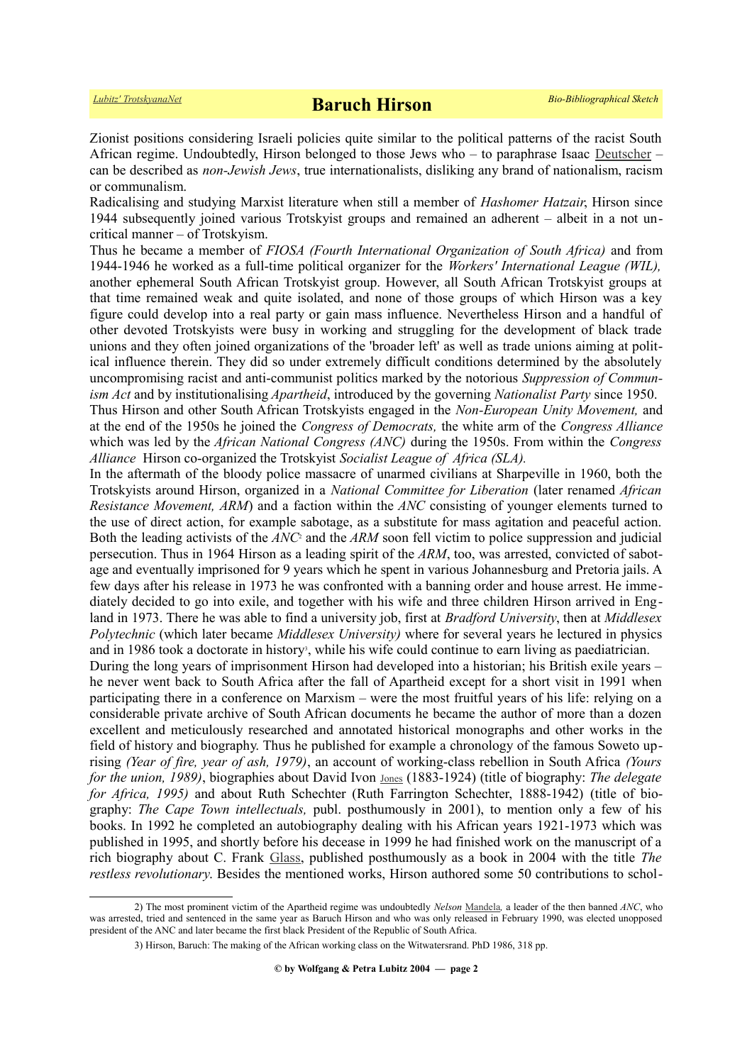Zionist positions considering Israeli policies quite similar to the political patterns of the racist South African regime. Undoubtedly, Hirson belonged to those Jews who – to paraphrase Isaac Deutscher – can be described as *non-Jewish Jews*, true internationalists, disliking any brand of nationalism, racism or communalism.

Radicalising and studying Marxist literature when still a member of *Hashomer Hatzair*, Hirson since 1944 subsequently joined various Trotskyist groups and remained an adherent – albeit in a not uncritical manner – of Trotskyism.

Thus he became a member of *FIOSA (Fourth International Organization of South Africa)* and from 1944-1946 he worked as a full-time political organizer for the *Workers' International League (WIL),* another ephemeral South African Trotskyist group. However, all South African Trotskyist groups at that time remained weak and quite isolated, and none of those groups of which Hirson was a key figure could develop into a real party or gain mass influence. Nevertheless Hirson and a handful of other devoted Trotskyists were busy in working and struggling for the development of black trade unions and they often joined organizations of the 'broader left' as well as trade unions aiming at political influence therein. They did so under extremely difficult conditions determined by the absolutely uncompromising racist and anti-communist politics marked by the notorious *Suppression of Communism Act* and by institutionalising *Apartheid*, introduced by the governing *Nationalist Party* since 1950.

Thus Hirson and other South African Trotskyists engaged in the *Non-European Unity Movement,* and at the end of the 1950s he joined the *Congress of Democrats,* the white arm of the *Congress Alliance* which was led by the *African National Congress (ANC)* during the 1950s. From within the *Congress Alliance* Hirson co-organized the Trotskyist *Socialist League of Africa (SLA).*

In the aftermath of the bloody police massacre of unarmed civilians at Sharpeville in 1960, both the Trotskyists around Hirson, organized in a *National Committee for Liberation* (later renamed *African Resistance Movement, ARM*) and a faction within the *ANC* consisting of younger elements turned to the use of direct action, for example sabotage, as a substitute for mass agitation and peaceful action. Both the leading activists of the *ANC*[2] and the *ARM* soon fell victim to police suppression and judicial persecution. Thus in 1964 Hirson as a leading spirit of the *ARM*, too, was arrested, convicted of sabotage and eventually imprisoned for 9 years which he spent in various Johannesburg and Pretoria jails. A few days after his release in 1973 he was confronted with a banning order and house arrest. He immediately decided to go into exile, and together with his wife and three children Hirson arrived in England in 1973. There he was able to find a university job, first at *Bradford University*, then at *Middlesex Polytechnic* (which later became *Middlesex University)* where for several years he lectured in physics and in 1986 took a doctorate in history[3], while his wife could continue to earn living as paediatrician.

During the long years of imprisonment Hirson had developed into a historian; his British exile years – he never went back to South Africa after the fall of Apartheid except for a short visit in 1991 when participating there in a conference on Marxism – were the most fruitful years of his life: relying on a considerable private archive of South African documents he became the author of more than a dozen excellent and meticulously researched and annotated historical monographs and other works in the field of history and biography. Thus he published for example a chronology of the famous Soweto uprising *(Year of fire, year of ash, 1989)*, an account of working-class rebellion in South Africa *(Yours for the union, 1989)*, biographies about David Ivon Jones (1883-1924) (title of biography: *The delegate for Africa, 1995)* and about Ruth Schechter (Ruth Farrington Schechter, 1888-1942) (title of biography: *The Cape Town intellectuals,* publ. posthumously in 2001), to mention only a few of his books. In 1992 he completed an autobiography dealing with his African years 1921-1973 which was published in 1995, and shortly before his decease in 1999 he had finished work on the manuscript of a rich biography about C. Frank Glass, published posthumously as a book in 2004 with the title *The restless revolutionary*. Besides the mentioned works, Hirson authored some 50 contributions to schol-

---

2) The most prominent victim of the Apartheid regime was undoubtedly *Nelson* Mandela*,* a leader of the then banned *ANC*, who was arrested, tried and sentenced in the same year as Baruch Hirson and who was only released in February 1990, was elected unopposed president of the ANC and later became the first black President of the Republic of South Africa.

3) Hirson, Baruch: The making of the African working class on the Witwatersrand. PhD 1986, 318 pp.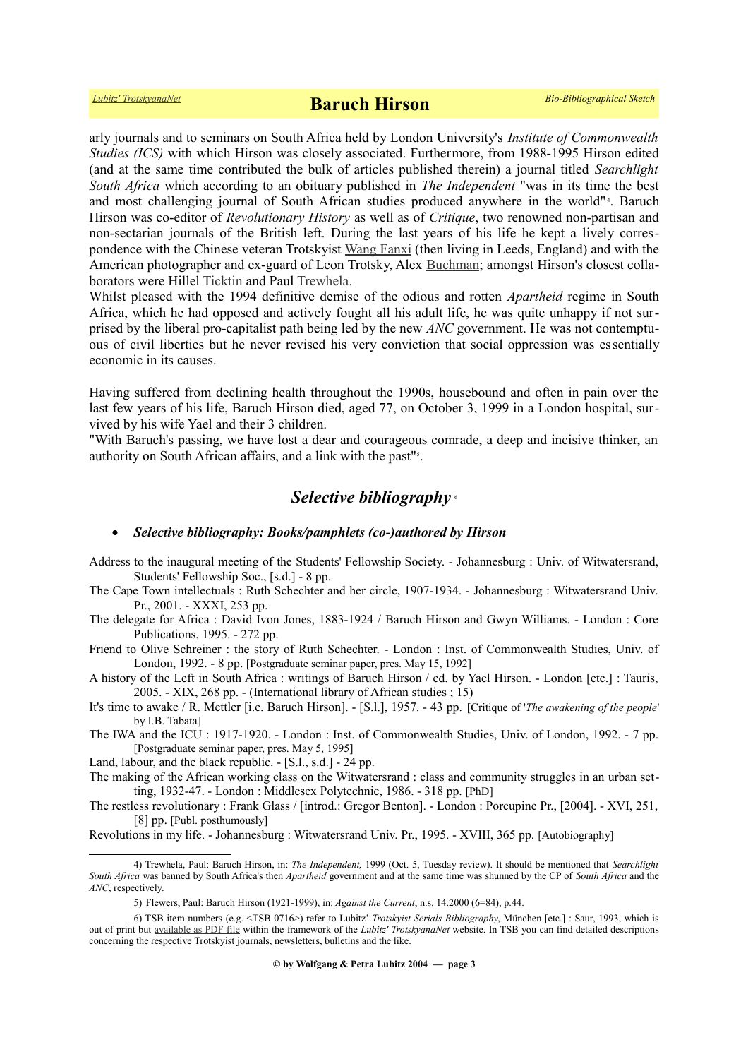arly journals and to seminars on South Africa held by London University's *Institute of Commonwealth Studies (ICS)* with which Hirson was closely associated. Furthermore, from 1988-1995 Hirson edited (and at the same time contributed the bulk of articles published therein) a journal titled *Searchlight South Africa* which according to an obituary published in *The Independent* "was in its time the best and most challenging journal of South African studies produced anywhere in the world"[4]. Baruch Hirson was co-editor of *Revolutionary History* as well as of *Critique*, two renowned non-partisan and non-sectarian journals of the British left. During the last years of his life he kept a lively correspondence with the Chinese veteran Trotskyist Wang Fanxi (then living in Leeds, England) and with the American photographer and ex-guard of Leon Trotsky, Alex Buchman; amongst Hirson's closest collaborators were Hillel Ticktin and Paul Trewhela.

Whilst pleased with the 1994 definitive demise of the odious and rotten *Apartheid* regime in South Africa, which he had opposed and actively fought all his adult life, he was quite unhappy if not surprised by the liberal pro-capitalist path being led by the new *ANC* government. He was not contemptuous of civil liberties but he never revised his very conviction that social oppression was essentially economic in its causes.

Having suffered from declining health throughout the 1990s, housebound and often in pain over the last few years of his life, Baruch Hirson died, aged 77, on October 3, 1999 in a London hospital, survived by his wife Yael and their 3 children.

"With Baruch's passing, we have lost a dear and courageous comrade, a deep and incisive thinker, an authority on South African affairs, and a link with the past"[5].

## *Selective bibliography*[6]

- ***Selective bibliography: Books/pamphlets (co-)authored by Hirson***

Address to the inaugural meeting of the Students' Fellowship Society. - Johannesburg : Univ. of Witwatersrand, Students' Fellowship Soc., [s.d.] - 8 pp.

The Cape Town intellectuals : Ruth Schechter and her circle, 1907-1934. - Johannesburg : Witwatersrand Univ. Pr., 2001. - XXXI, 253 pp.

The delegate for Africa : David Ivon Jones, 1883-1924 / Baruch Hirson and Gwyn Williams. - London : Core Publications, 1995. - 272 pp.

Friend to Olive Schreiner : the story of Ruth Schechter. - London : Inst. of Commonwealth Studies, Univ. of London, 1992. - 8 pp. [Postgraduate seminar paper, pres. May 15, 1992]

A history of the Left in South Africa : writings of Baruch Hirson / ed. by Yael Hirson. - London [etc.] : Tauris, 2005. - XIX, 268 pp. - (International library of African studies ; 15)

It's time to awake / R. Mettler [i.e. Baruch Hirson]. - [S.l.], 1957. - 43 pp. [Critique of '*The awakening of the people*' by I.B. Tabata]

The IWA and the ICU : 1917-1920. - London : Inst. of Commonwealth Studies, Univ. of London, 1992. - 7 pp. [Postgraduate seminar paper, pres. May 5, 1995]

Land, labour, and the black republic. - [S.l., s.d.] - 24 pp.

The making of the African working class on the Witwatersrand : class and community struggles in an urban setting, 1932-47. - London : Middlesex Polytechnic, 1986. - 318 pp. [PhD]

The restless revolutionary : Frank Glass / [introd.: Gregor Benton]. - London : Porcupine Pr., [2004]. - XVI, 251, [8] pp. [Publ. posthumously]

Revolutions in my life. - Johannesburg : Witwatersrand Univ. Pr., 1995. - XVIII, 365 pp. [Autobiography]

---

4) Trewhela, Paul: Baruch Hirson, in: *The Independent,* 1999 (Oct. 5, Tuesday review). It should be mentioned that *Searchlight South Africa* was banned by South Africa's then *Apartheid* government and at the same time was shunned by the CP of *South Africa* and the *ANC*, respectively.

5) Flewers, Paul: Baruch Hirson (1921-1999), in: *Against the Current*, n.s. 14.2000 (6=84), p.44.

6) TSB item numbers (e.g. <TSB 0716>) refer to Lubitz' *Trotskyist Serials Bibliography*, München [etc.] : Saur, 1993, which is out of print but available as PDF file within the framework of the *Lubitz' TrotskyanaNet* website. In TSB you can find detailed descriptions concerning the respective Trotskyist journals, newsletters, bulletins and the like.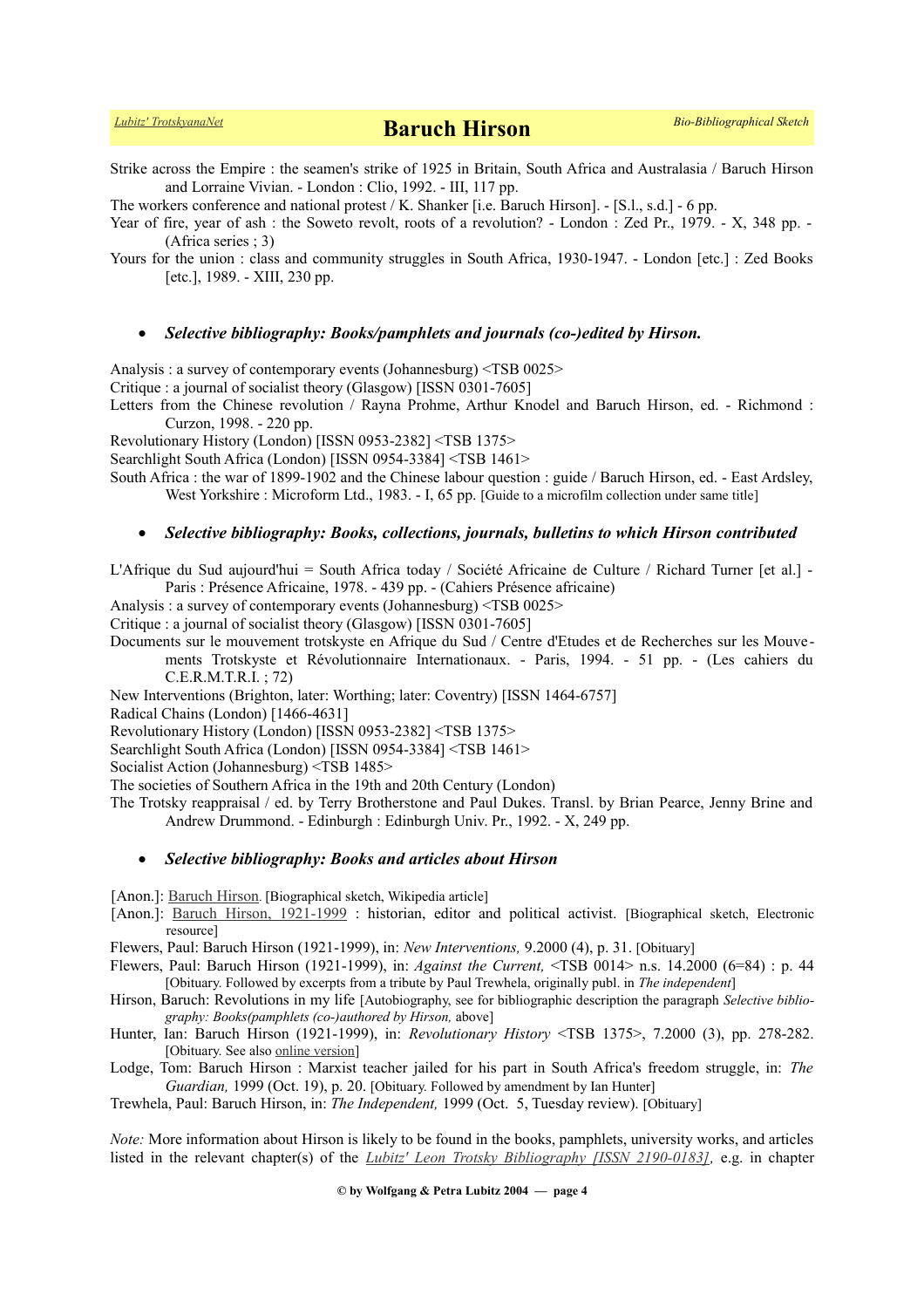Strike across the Empire : the seamen's strike of 1925 in Britain, South Africa and Australasia / Baruch Hirson and Lorraine Vivian. - London : Clio, 1992. - III, 117 pp.

The workers conference and national protest / K. Shanker [i.e. Baruch Hirson]. - [S.l., s.d.] - 6 pp.

Year of fire, year of ash : the Soweto revolt, roots of a revolution? - London : Zed Pr., 1979. - X, 348 pp. - (Africa series ; 3)

Yours for the union : class and community struggles in South Africa, 1930-1947. - London [etc.] : Zed Books [etc.], 1989. - XIII, 230 pp.

- ***Selective bibliography: Books/pamphlets and journals (co-)edited by Hirson.***

Analysis : a survey of contemporary events (Johannesburg) <TSB 0025>

Critique : a journal of socialist theory (Glasgow) [ISSN 0301-7605]

Letters from the Chinese revolution / Rayna Prohme, Arthur Knodel and Baruch Hirson, ed. - Richmond : Curzon, 1998. - 220 pp.

Revolutionary History (London) [ISSN 0953-2382] <TSB 1375>

Searchlight South Africa (London) [ISSN 0954-3384] <TSB 1461>

South Africa : the war of 1899-1902 and the Chinese labour question : guide / Baruch Hirson, ed. - East Ardsley, West Yorkshire : Microform Ltd., 1983. - I, 65 pp. [Guide to a microfilm collection under same title]

- ***Selective bibliography: Books, collections, journals, bulletins to which Hirson contributed***

L'Afrique du Sud aujourd'hui = South Africa today / Société Africaine de Culture / Richard Turner [et al.] - Paris : Présence Africaine, 1978. - 439 pp. - (Cahiers Présence africaine)

Analysis : a survey of contemporary events (Johannesburg) <TSB 0025>

Critique : a journal of socialist theory (Glasgow) [ISSN 0301-7605]

Documents sur le mouvement trotskyste en Afrique du Sud / Centre d'Etudes et de Recherches sur les Mouvements Trotskyste et Révolutionnaire Internationaux. - Paris, 1994. - 51 pp. - (Les cahiers du C.E.R.M.T.R.I. ; 72)

New Interventions (Brighton, later: Worthing; later: Coventry) [ISSN 1464-6757]

Radical Chains (London) [1466-4631]

Revolutionary History (London) [ISSN 0953-2382] <TSB 1375>

Searchlight South Africa (London) [ISSN 0954-3384] <TSB 1461>

Socialist Action (Johannesburg) <TSB 1485>

The societies of Southern Africa in the 19th and 20th Century (London)

The Trotsky reappraisal / ed. by Terry Brotherstone and Paul Dukes. Transl. by Brian Pearce, Jenny Brine and Andrew Drummond. - Edinburgh : Edinburgh Univ. Pr., 1992. - X, 249 pp.

- ***Selective bibliography: Books and articles about Hirson***

[Anon.]: Baruch Hirson. [Biographical sketch, Wikipedia article]

[Anon.]: Baruch Hirson, 1921-1999 : historian, editor and political activist. [Biographical sketch, Electronic resource]

Flewers, Paul: Baruch Hirson (1921-1999), in: *New Interventions,* 9.2000 (4), p. 31. [Obituary]

Flewers, Paul: Baruch Hirson (1921-1999), in: *Against the Current,* <TSB 0014> n.s. 14.2000 (6=84) : p. 44 [Obituary. Followed by excerpts from a tribute by Paul Trewhela, originally publ. in *The independent*]

Hirson, Baruch: Revolutions in my life [Autobiography, see for bibliographic description the paragraph *Selective bibliography: Books(pamphlets (co-)authored by Hirson,* above]

Hunter, Ian: Baruch Hirson (1921-1999), in: *Revolutionary History* <TSB 1375>, 7.2000 (3), pp. 278-282. [Obituary. See also online version]

Lodge, Tom: Baruch Hirson : Marxist teacher jailed for his part in South Africa's freedom struggle, in: *The Guardian,* 1999 (Oct. 19), p. 20. [Obituary. Followed by amendment by Ian Hunter]

Trewhela, Paul: Baruch Hirson, in: *The Independent,* 1999 (Oct. 5, Tuesday review). [Obituary]

*Note:* More information about Hirson is likely to be found in the books, pamphlets, university works, and articles listed in the relevant chapter(s) of the *Lubitz' Leon Trotsky Bibliography [ISSN 2190-0183],* e.g. in chapter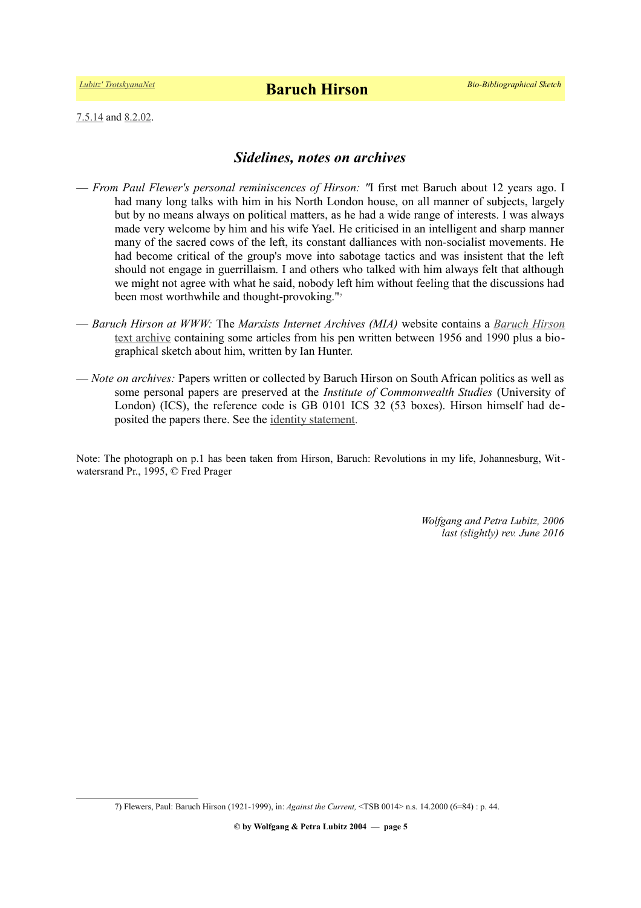7.5.14 and 8.2.02.

## *Sidelines, notes on archives*

— *From Paul Flewer's personal reminiscences of Hirson:* "I first met Baruch about 12 years ago. I had many long talks with him in his North London house, on all manner of subjects, largely but by no means always on political matters, as he had a wide range of interests. I was always made very welcome by him and his wife Yael. He criticised in an intelligent and sharp manner many of the sacred cows of the left, its constant dalliances with non-socialist movements. He had become critical of the group's move into sabotage tactics and was insistent that the left should not engage in guerrillaism. I and others who talked with him always felt that although we might not agree with what he said, nobody left him without feeling that the discussions had been most worthwhile and thought-provoking."[7]

— *Baruch Hirson at WWW:* The *Marxists Internet Archives (MIA)* website contains a Baruch Hirson text archive containing some articles from his pen written between 1956 and 1990 plus a biographical sketch about him, written by Ian Hunter.

— *Note on archives:* Papers written or collected by Baruch Hirson on South African politics as well as some personal papers are preserved at the *Institute of Commonwealth Studies* (University of London) (ICS), the reference code is GB 0101 ICS 32 (53 boxes). Hirson himself had deposited the papers there. See the identity statement.

Note: The photograph on p.1 has been taken from Hirson, Baruch: Revolutions in my life, Johannesburg, Witwatersrand Pr., 1995, © Fred Prager

*Wolfgang and Petra Lubitz, 2006*
*last (slightly) rev. June 2016*

7) Flewers, Paul: Baruch Hirson (1921-1999), in: *Against the Current,* <TSB 0014> n.s. 14.2000 (6=84) : p. 44.